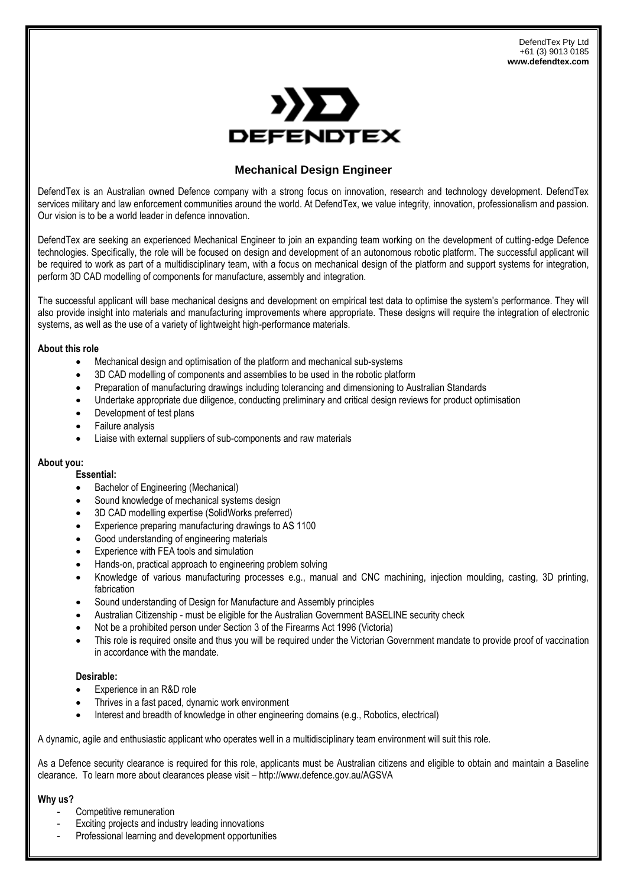DefendTex Pty Ltd
+61 (3) 9013 0185
**www.defendtex.com**

DEFENDTEX

# Mechanical Design Engineer

DefendTex is an Australian owned Defence company with a strong focus on innovation, research and technology development. DefendTex services military and law enforcement communities around the world. At DefendTex, we value integrity, innovation, professionalism and passion. Our vision is to be a world leader in defence innovation.

DefendTex are seeking an experienced Mechanical Engineer to join an expanding team working on the development of cutting-edge Defence technologies. Specifically, the role will be focused on design and development of an autonomous robotic platform. The successful applicant will be required to work as part of a multidisciplinary team, with a focus on mechanical design of the platform and support systems for integration, perform 3D CAD modelling of components for manufacture, assembly and integration.

The successful applicant will base mechanical designs and development on empirical test data to optimise the system's performance. They will also provide insight into materials and manufacturing improvements where appropriate. These designs will require the integration of electronic systems, as well as the use of a variety of lightweight high-performance materials.

**About this role**

- Mechanical design and optimisation of the platform and mechanical sub-systems
- 3D CAD modelling of components and assemblies to be used in the robotic platform
- Preparation of manufacturing drawings including tolerancing and dimensioning to Australian Standards
- Undertake appropriate due diligence, conducting preliminary and critical design reviews for product optimisation
- Development of test plans
- Failure analysis
- Liaise with external suppliers of sub-components and raw materials

**About you:**

**Essential:**

- Bachelor of Engineering (Mechanical)
- Sound knowledge of mechanical systems design
- 3D CAD modelling expertise (SolidWorks preferred)
- Experience preparing manufacturing drawings to AS 1100
- Good understanding of engineering materials
- Experience with FEA tools and simulation
- Hands-on, practical approach to engineering problem solving
- Knowledge of various manufacturing processes e.g., manual and CNC machining, injection moulding, casting, 3D printing, fabrication
- Sound understanding of Design for Manufacture and Assembly principles
- Australian Citizenship - must be eligible for the Australian Government BASELINE security check
- Not be a prohibited person under Section 3 of the Firearms Act 1996 (Victoria)
- This role is required onsite and thus you will be required under the Victorian Government mandate to provide proof of vaccination in accordance with the mandate.

**Desirable:**

- Experience in an R&D role
- Thrives in a fast paced, dynamic work environment
- Interest and breadth of knowledge in other engineering domains (e.g., Robotics, electrical)

A dynamic, agile and enthusiastic applicant who operates well in a multidisciplinary team environment will suit this role.

As a Defence security clearance is required for this role, applicants must be Australian citizens and eligible to obtain and maintain a Baseline clearance. To learn more about clearances please visit – http://www.defence.gov.au/AGSVA

**Why us?**

- Competitive remuneration
- Exciting projects and industry leading innovations
- Professional learning and development opportunities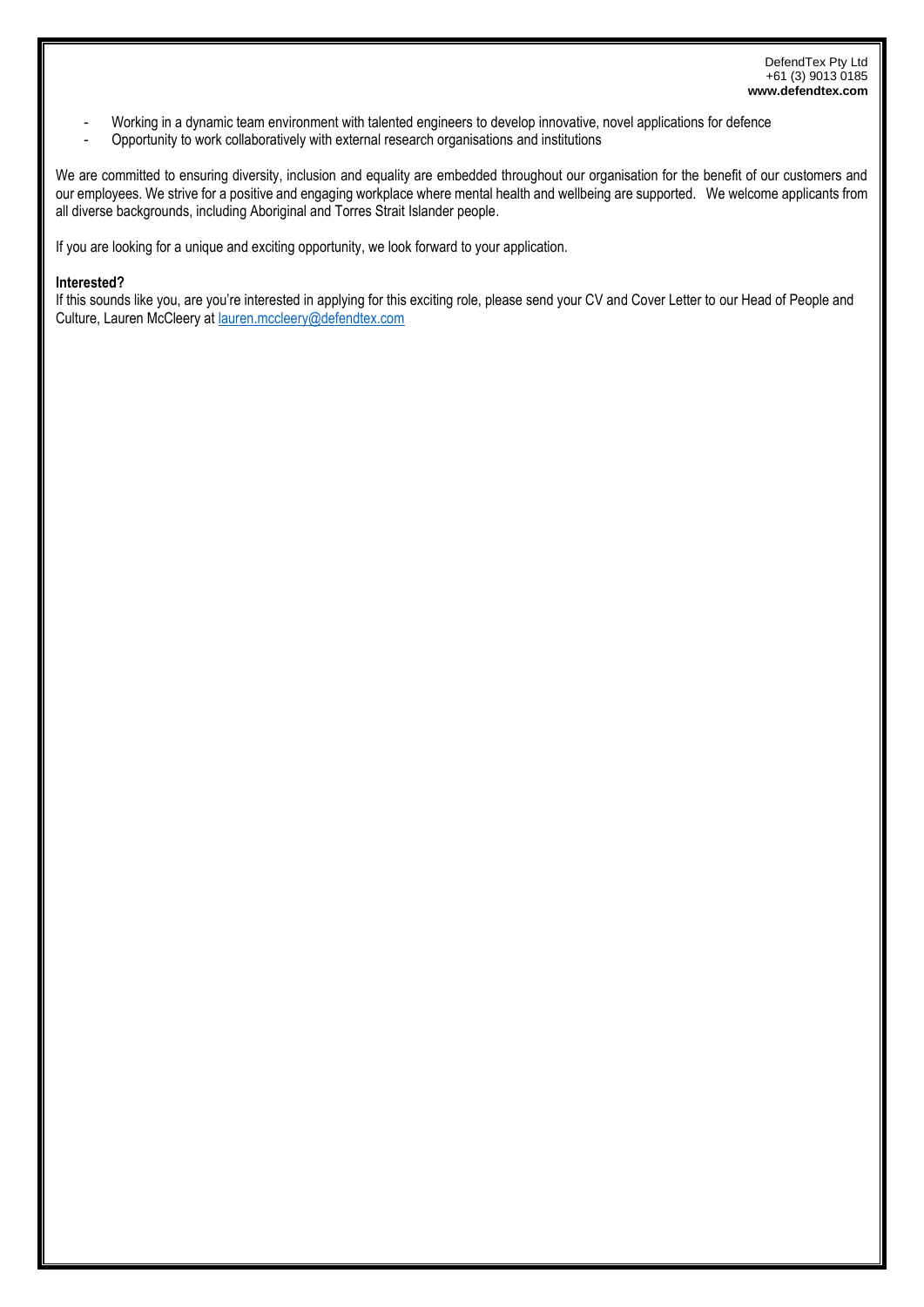- Working in a dynamic team environment with talented engineers to develop innovative, novel applications for defence
- Opportunity to work collaboratively with external research organisations and institutions

We are committed to ensuring diversity, inclusion and equality are embedded throughout our organisation for the benefit of our customers and our employees. We strive for a positive and engaging workplace where mental health and wellbeing are supported. We welcome applicants from all diverse backgrounds, including Aboriginal and Torres Strait Islander people.

If you are looking for a unique and exciting opportunity, we look forward to your application.

**Interested?**

If this sounds like you, are you're interested in applying for this exciting role, please send your CV and Cover Letter to our Head of People and Culture, Lauren McCleery at lauren.mccleery@defendtex.com